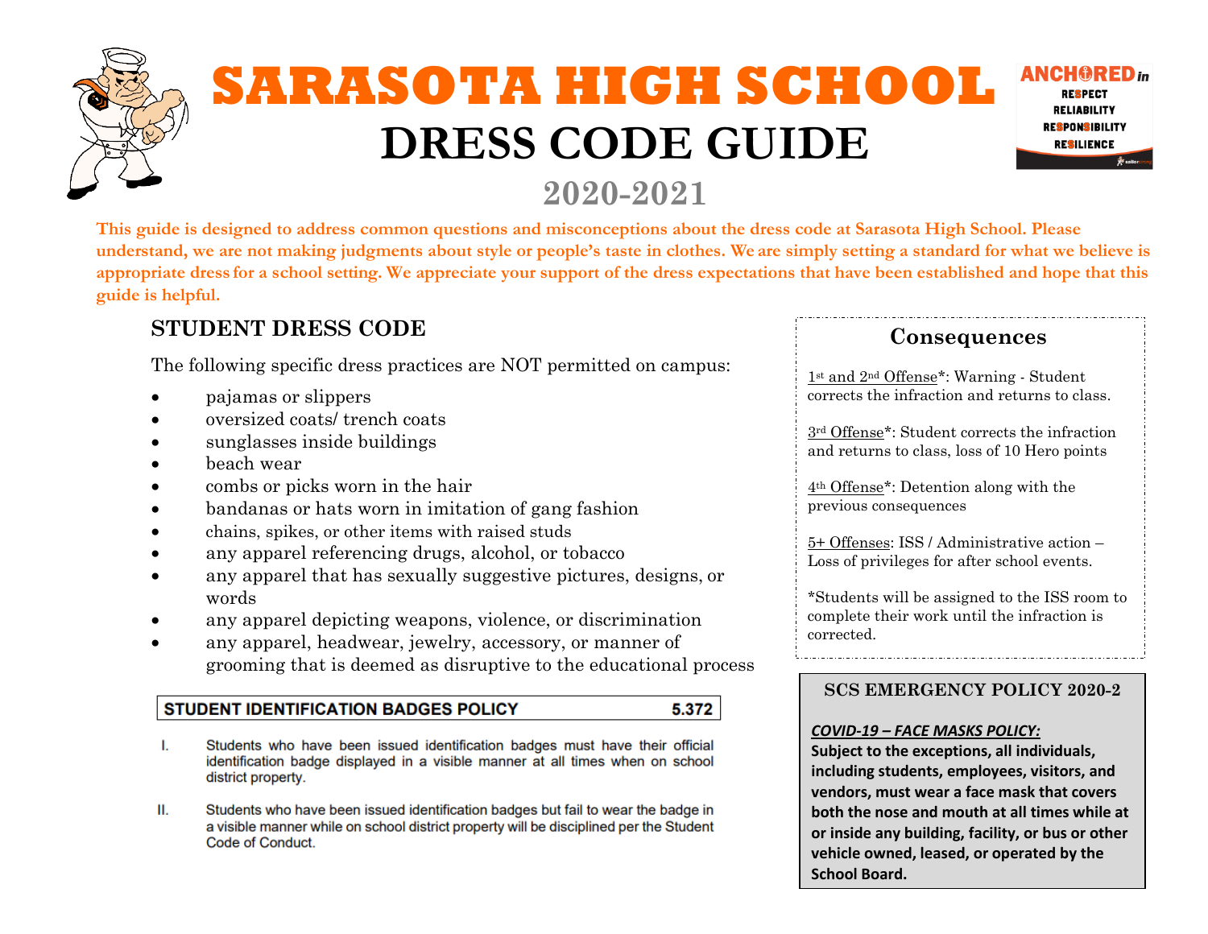# SARASOTA HIGH SCHOOL DRESS CODE GUIDE

ANCHORED in RESPECT RELIABILITY RESPONSIBILITY RESILIENCE

## 2020-2021

**This guide is designed to address common questions and misconceptions about the dress code at Sarasota High School. Please understand, we are not making judgments about style or people's taste in clothes. We are simply setting a standard for what we believe is appropriate dress for a school setting. We appreciate your support of the dress expectations that have been established and hope that this guide is helpful.**

## STUDENT DRESS CODE

The following specific dress practices are NOT permitted on campus:

- pajamas or slippers
- oversized coats/ trench coats
- sunglasses inside buildings
- beach wear
- combs or picks worn in the hair
- bandanas or hats worn in imitation of gang fashion
- chains, spikes, or other items with raised studs
- any apparel referencing drugs, alcohol, or tobacco
- any apparel that has sexually suggestive pictures, designs, or words
- any apparel depicting weapons, violence, or discrimination
- any apparel, headwear, jewelry, accessory, or manner of grooming that is deemed as disruptive to the educational process

### STUDENT IDENTIFICATION BADGES POLICY 5.372

I. Students who have been issued identification badges must have their official identification badge displayed in a visible manner at all times when on school district property.

II. Students who have been issued identification badges but fail to wear the badge in a visible manner while on school district property will be disciplined per the Student Code of Conduct.

## Consequences

1st and 2nd Offense*: Warning - Student corrects the infraction and returns to class.

3rd Offense*: Student corrects the infraction and returns to class, loss of 10 Hero points

4th Offense*: Detention along with the previous consequences

5+ Offenses: ISS / Administrative action – Loss of privileges for after school events.

*Students will be assigned to the ISS room to complete their work until the infraction is corrected.

### SCS EMERGENCY POLICY 2020-2

***COVID-19 – FACE MASKS POLICY:***

**Subject to the exceptions, all individuals, including students, employees, visitors, and vendors, must wear a face mask that covers both the nose and mouth at all times while at or inside any building, facility, or bus or other vehicle owned, leased, or operated by the School Board.**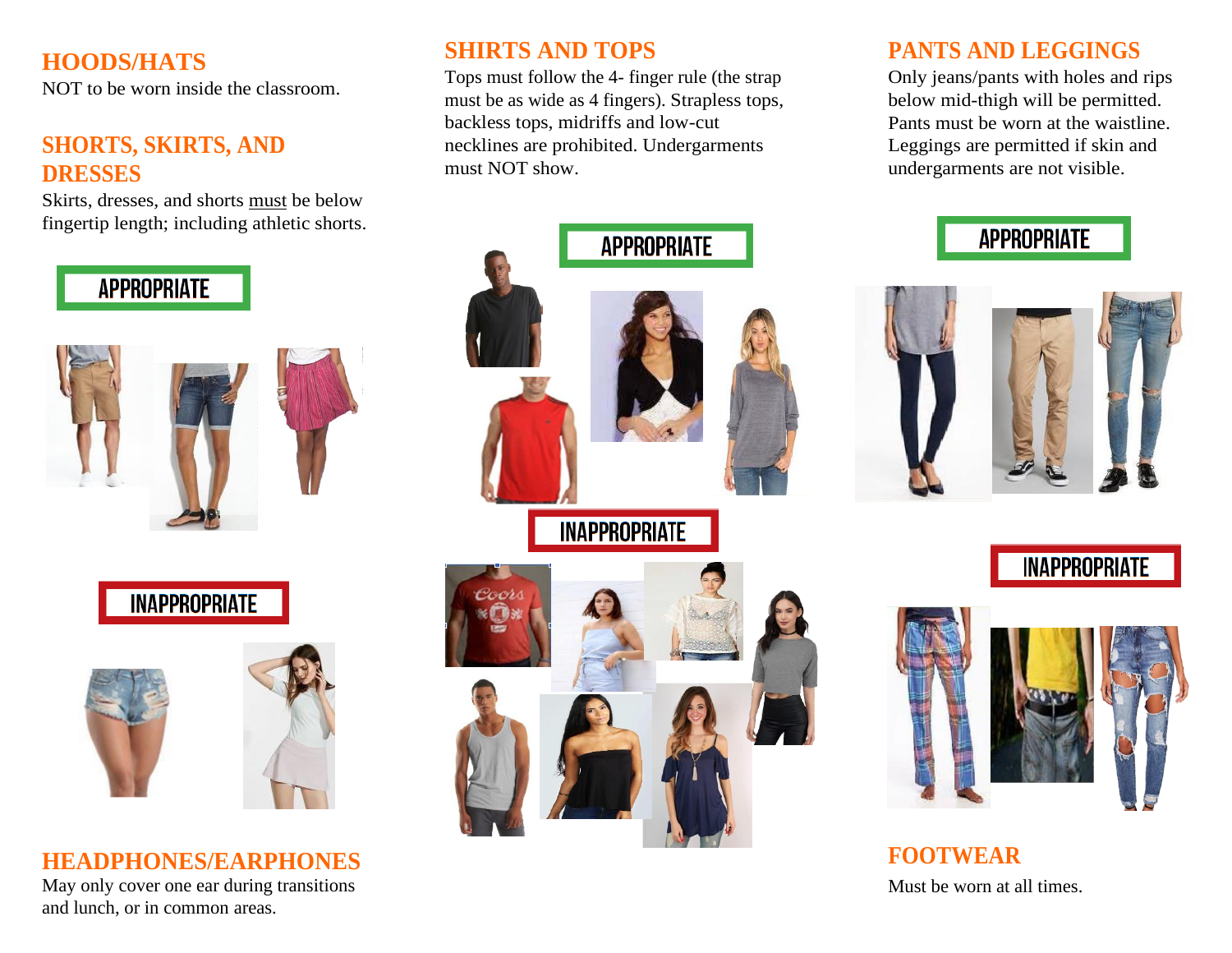## HOODS/HATS

NOT to be worn inside the classroom.

## SHORTS, SKIRTS, AND DRESSES

Skirts, dresses, and shorts must be below fingertip length; including athletic shorts.

APPROPRIATE

INAPPROPRIATE

## HEADPHONES/EARPHONES

May only cover one ear during transitions and lunch, or in common areas.

## SHIRTS AND TOPS

Tops must follow the 4- finger rule (the strap must be as wide as 4 fingers). Strapless tops, backless tops, midriffs and low-cut necklines are prohibited. Undergarments must NOT show.

APPROPRIATE

INAPPROPRIATE

## PANTS AND LEGGINGS

Only jeans/pants with holes and rips below mid-thigh will be permitted. Pants must be worn at the waistline. Leggings are permitted if skin and undergarments are not visible.

APPROPRIATE

INAPPROPRIATE

## FOOTWEAR

Must be worn at all times.